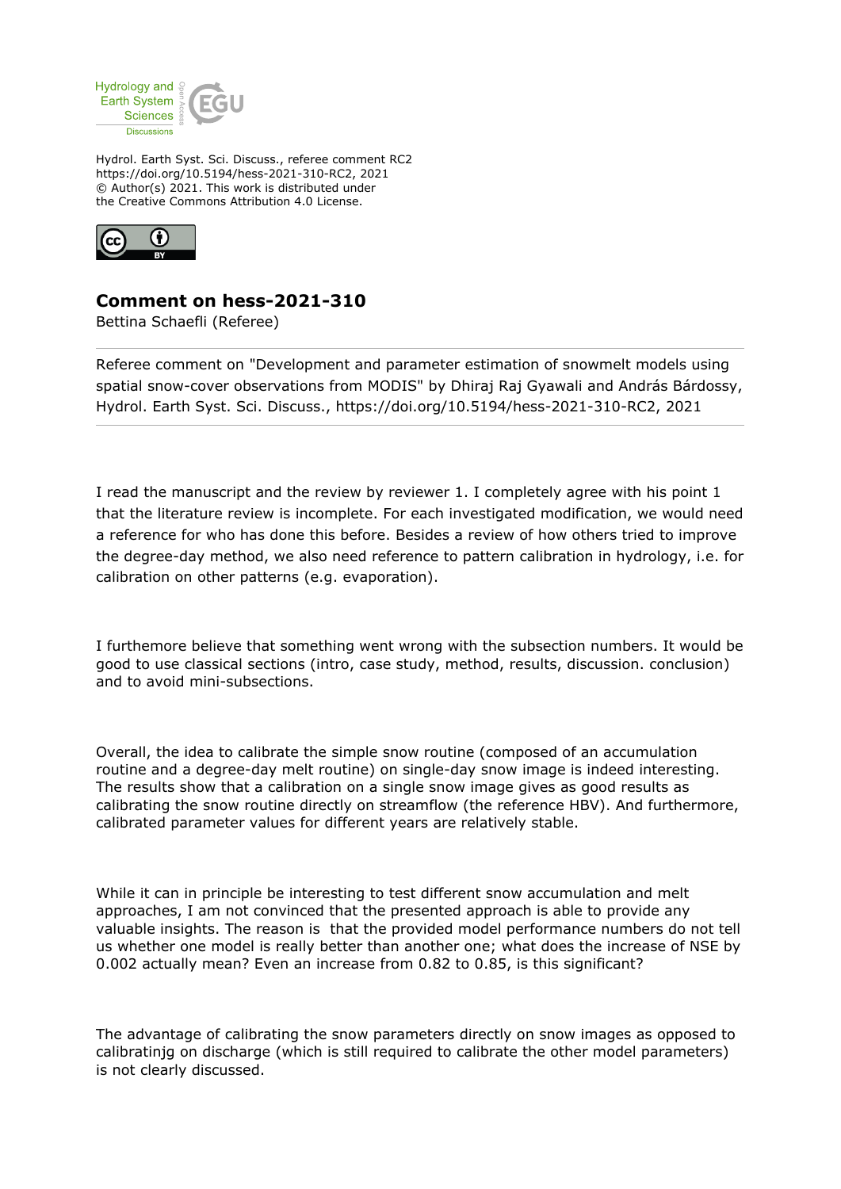Hydrol. Earth Syst. Sci. Discuss., referee comment RC2
https://doi.org/10.5194/hess-2021-310-RC2, 2021
© Author(s) 2021. This work is distributed under
the Creative Commons Attribution 4.0 License.

## Comment on hess-2021-310

Bettina Schaefli (Referee)

Referee comment on "Development and parameter estimation of snowmelt models using spatial snow-cover observations from MODIS" by Dhiraj Raj Gyawali and András Bárdossy, Hydrol. Earth Syst. Sci. Discuss., https://doi.org/10.5194/hess-2021-310-RC2, 2021

I read the manuscript and the review by reviewer 1. I completely agree with his point 1 that the literature review is incomplete. For each investigated modification, we would need a reference for who has done this before. Besides a review of how others tried to improve the degree-day method, we also need reference to pattern calibration in hydrology, i.e. for calibration on other patterns (e.g. evaporation).

I furthermore believe that something went wrong with the subsection numbers. It would be good to use classical sections (intro, case study, method, results, discussion. conclusion) and to avoid mini-subsections.

Overall, the idea to calibrate the simple snow routine (composed of an accumulation routine and a degree-day melt routine) on single-day snow image is indeed interesting. The results show that a calibration on a single snow image gives as good results as calibrating the snow routine directly on streamflow (the reference HBV). And furthermore, calibrated parameter values for different years are relatively stable.

While it can in principle be interesting to test different snow accumulation and melt approaches, I am not convinced that the presented approach is able to provide any valuable insights. The reason is that the provided model performance numbers do not tell us whether one model is really better than another one; what does the increase of NSE by 0.002 actually mean? Even an increase from 0.82 to 0.85, is this significant?

The advantage of calibrating the snow parameters directly on snow images as opposed to calibratinjg on discharge (which is still required to calibrate the other model parameters) is not clearly discussed.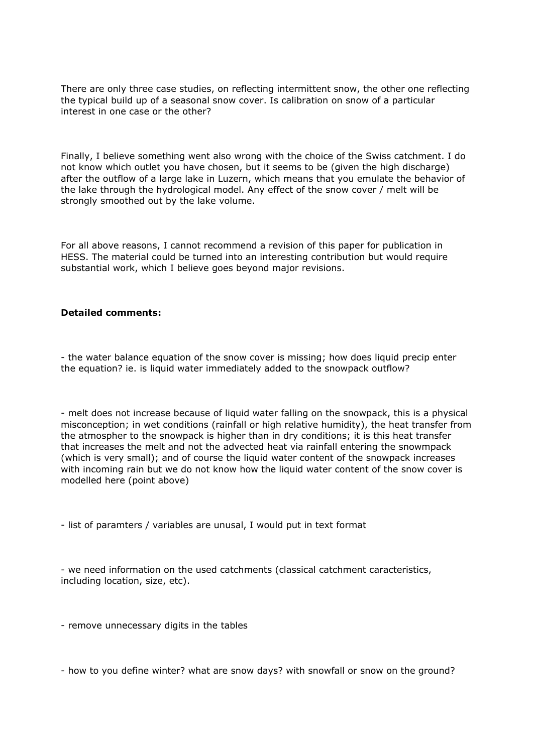There are only three case studies, on reflecting intermittent snow, the other one reflecting the typical build up of a seasonal snow cover. Is calibration on snow of a particular interest in one case or the other?

Finally, I believe something went also wrong with the choice of the Swiss catchment. I do not know which outlet you have chosen, but it seems to be (given the high discharge) after the outflow of a large lake in Luzern, which means that you emulate the behavior of the lake through the hydrological model. Any effect of the snow cover / melt will be strongly smoothed out by the lake volume.

For all above reasons, I cannot recommend a revision of this paper for publication in HESS. The material could be turned into an interesting contribution but would require substantial work, which I believe goes beyond major revisions.

**Detailed comments:**

- the water balance equation of the snow cover is missing; how does liquid precip enter the equation? ie. is liquid water immediately added to the snowpack outflow?

- melt does not increase because of liquid water falling on the snowpack, this is a physical misconception; in wet conditions (rainfall or high relative humidity), the heat transfer from the atmospher to the snowpack is higher than in dry conditions; it is this heat transfer that increases the melt and not the advected heat via rainfall entering the snowmpack (which is very small); and of course the liquid water content of the snowpack increases with incoming rain but we do not know how the liquid water content of the snow cover is modelled here (point above)

- list of paramters / variables are unusal, I would put in text format

- we need information on the used catchments (classical catchment caracteristics, including location, size, etc).

- remove unnecessary digits in the tables

- how to you define winter? what are snow days? with snowfall or snow on the ground?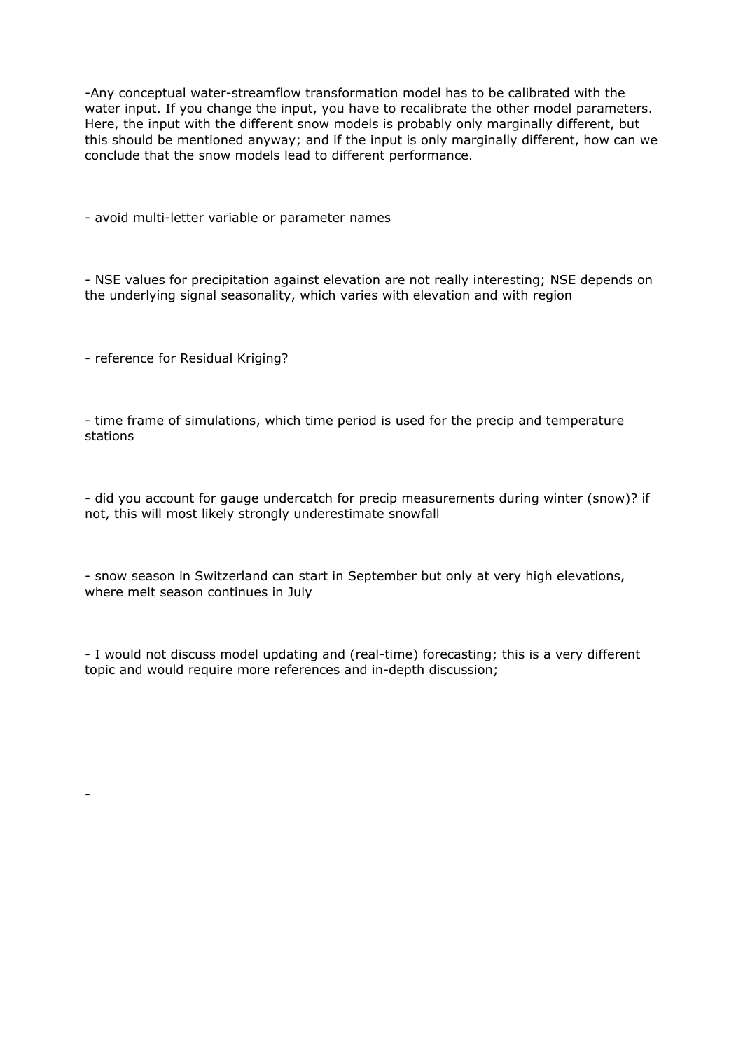-Any conceptual water-streamflow transformation model has to be calibrated with the water input. If you change the input, you have to recalibrate the other model parameters. Here, the input with the different snow models is probably only marginally different, but this should be mentioned anyway; and if the input is only marginally different, how can we conclude that the snow models lead to different performance.

- avoid multi-letter variable or parameter names

- NSE values for precipitation against elevation are not really interesting; NSE depends on the underlying signal seasonality, which varies with elevation and with region

- reference for Residual Kriging?

- time frame of simulations, which time period is used for the precip and temperature stations

- did you account for gauge undercatch for precip measurements during winter (snow)? if not, this will most likely strongly underestimate snowfall

- snow season in Switzerland can start in September but only at very high elevations, where melt season continues in July

- I would not discuss model updating and (real-time) forecasting; this is a very different topic and would require more references and in-depth discussion;

-